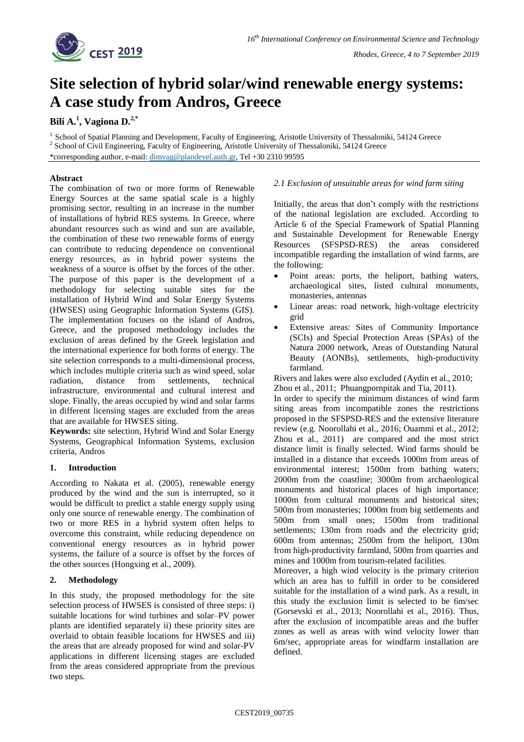# Site selection of hybrid solar/wind renewable energy systems: A case study from Andros, Greece

**Bili A.[1], Vagiona D.[2,*]**

[1] School of Spatial Planning and Development, Faculty of Engineering, Aristotle University of Thessaloniki, 54124 Greece
[2] School of Civil Engineering, Faculty of Engineering, Aristotle University of Thessaloniki, 54124 Greece
*corresponding author, e-mail: dimvag@plandevel.auth.gr, Tel +30 2310 99595

### Abstract

The combination of two or more forms of Renewable Energy Sources at the same spatial scale is a highly promising sector, resulting in an increase in the number of installations of hybrid RES systems. In Greece, where abundant resources such as wind and sun are available, the combination of these two renewable forms of energy can contribute to reducing dependence on conventional energy resources, as in hybrid power systems the weakness of a source is offset by the forces of the other. The purpose of this paper is the development of a methodology for selecting suitable sites for the installation of Hybrid Wind and Solar Energy Systems (HWSES) using Geographic Information Systems (GIS). The implementation focuses on the island of Andros, Greece, and the proposed methodology includes the exclusion of areas defined by the Greek legislation and the international experience for both forms of energy. The site selection corresponds to a multi-dimensional process, which includes multiple criteria such as wind speed, solar radiation, distance from settlements, technical infrastructure, environmental and cultural interest and slope. Finally, the areas occupied by wind and solar farms in different licensing stages are excluded from the areas that are available for HWSES siting.

**Keywords:** site selection, Hybrid Wind and Solar Energy Systems, Geographical Information Systems, exclusion criteria, Andros

## 1. Introduction

According to Nakata et al. (2005), renewable energy produced by the wind and the sun is interrupted, so it would be difficult to predict a stable energy supply using only one source of renewable energy. The combination of two or more RES in a hybrid system often helps to overcome this constraint, while reducing dependence on conventional energy resources as in hybrid power systems, the failure of a source is offset by the forces of the other sources (Hongxing et al., 2009).

## 2. Methodology

In this study, the proposed methodology for the site selection process of HWSES is consisted of three steps: i) suitable locations for wind turbines and solar–PV power plants are identified separately ii) these priority sites are overlaid to obtain feasible locations for HWSES and iii) the areas that are already proposed for wind and solar-PV applications in different licensing stages are excluded from the areas considered appropriate from the previous two steps.

### *2.1 Exclusion of unsuitable areas for wind farm siting*

Initially, the areas that don't comply with the restrictions of the national legislation are excluded. According to Article 6 of the Special Framework of Spatial Planning and Sustainable Development for Renewable Energy Resources (SFSPSD-RES) the areas considered incompatible regarding the installation of wind farms, are the following:

- Point areas: ports, the heliport, bathing waters, archaeological sites, listed cultural monuments, monasteries, antennas
- Linear areas: road network, high-voltage electricity grid
- Extensive areas: Sites of Community Importance (SCIs) and Special Protection Areas (SPAs) of the Natura 2000 network, Areas of Outstanding Natural Beauty (AONBs), settlements, high-productivity farmland.

Rivers and lakes were also excluded (Aydin et al., 2010; Zhou et al., 2011; Phuangpornpitak and Tia, 2011).

In order to specify the minimum distances of wind farm siting areas from incompatible zones the restrictions proposed in the SFSPSD-RES and the extensive literature review (e.g. Noorollahi et al., 2016; Ouammi et al., 2012; Zhou et al., 2011) are compared and the most strict distance limit is finally selected. Wind farms should be installed in a distance that exceeds 1000m from areas of environmental interest; 1500m from bathing waters; 2000m from the coastline; 3000m from archaeological monuments and historical places of high importance; 1000m from cultural monuments and historical sites; 500m from monasteries; 1000m from big settlements and 500m from small ones; 1500m from traditional settlements; 130m from roads and the electricity grid; 600m from antennas; 2500m from the heliport, 130m from high-productivity farmland, 500m from quarries and mines and 1000m from tourism-related facilities.

Moreover, a high wind velocity is the primary criterion which an area has to fulfill in order to be considered suitable for the installation of a wind park. As a result, in this study the exclusion limit is selected to be 6m/sec (Gorsevski et al., 2013; Noorollahi et al., 2016). Thus, after the exclusion of incompatible areas and the buffer zones as well as areas with wind velocity lower than 6m/sec, appropriate areas for windfarm installation are defined.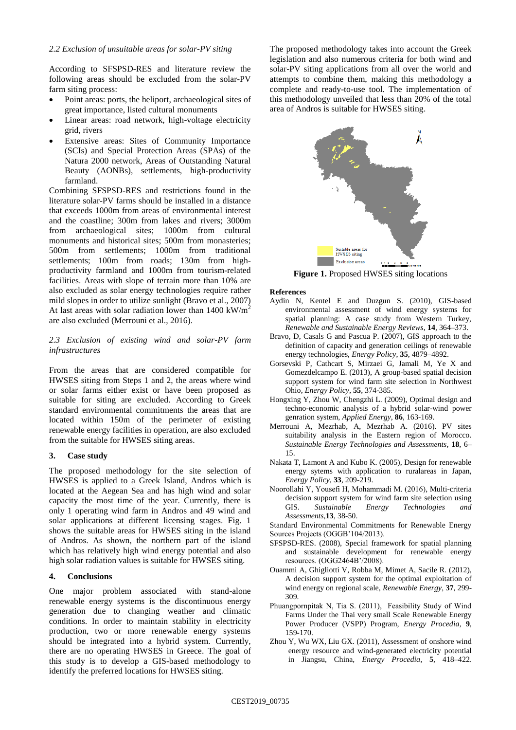### 2.2 Exclusion of unsuitable areas for solar-PV siting

According to SFSPSD-RES and literature review the following areas should be excluded from the solar-PV farm siting process:

- Point areas: ports, the heliport, archaeological sites of great importance, listed cultural monuments
- Linear areas: road network, high-voltage electricity grid, rivers
- Extensive areas: Sites of Community Importance (SCIs) and Special Protection Areas (SPAs) of the Natura 2000 network, Areas of Outstanding Natural Beauty (AONBs), settlements, high-productivity farmland.

Combining SFSPSD-RES and restrictions found in the literature solar-PV farms should be installed in a distance that exceeds 1000m from areas of environmental interest and the coastline; 300m from lakes and rivers; 3000m from archaeological sites; 1000m from cultural monuments and historical sites; 500m from monasteries; 500m from settlements; 1000m from traditional settlements; 100m from roads; 130m from high-productivity farmland and 1000m from tourism-related facilities. Areas with slope of terrain more than 10% are also excluded as solar energy technologies require rather mild slopes in order to utilize sunlight (Bravo et al., 2007) At last areas with solar radiation lower than 1400 $kW/m^2$ are also excluded (Merrouni et al., 2016).

### 2.3 Exclusion of existing wind and solar-PV farm infrastructures

From the areas that are considered compatible for HWSES siting from Steps 1 and 2, the areas where wind or solar farms either exist or have been proposed as suitable for siting are excluded. According to Greek standard environmental commitments the areas that are located within 150m of the perimeter of existing renewable energy facilities in operation, are also excluded from the suitable for HWSES siting areas.

## 3. Case study

The proposed methodology for the site selection of HWSES is applied to a Greek Island, Andros which is located at the Aegean Sea and has high wind and solar capacity the most time of the year. Currently, there is only 1 operating wind farm in Andros and 49 wind and solar applications at different licensing stages. Fig. 1 shows the suitable areas for HWSES siting in the island of Andros. As shown, the northern part of the island which has relatively high wind energy potential and also high solar radiation values is suitable for HWSES siting.

## 4. Conclusions

One major problem associated with stand-alone renewable energy systems is the discontinuous energy generation due to changing weather and climatic conditions. In order to maintain stability in electricity production, two or more renewable energy systems should be integrated into a hybrid system. Currently, there are no operating HWSES in Greece. The goal of this study is to develop a GIS-based methodology to identify the preferred locations for HWSES siting.

The proposed methodology takes into account the Greek legislation and also numerous criteria for both wind and solar-PV siting applications from all over the world and attempts to combine them, making this methodology a complete and ready-to-use tool. The implementation of this methodology unveiled that less than 20% of the total area of Andros is suitable for HWSES siting.

**Figure 1.** Proposed HWSES siting locations

**References**

Aydin N, Kentel E and Duzgun S. (2010), GIS-based environmental assessment of wind energy systems for spatial planning: A case study from Western Turkey, *Renewable and Sustainable Energy Reviews*, **14**, 364–373.

Bravo, D, Casals G and Pascua P. (2007), GIS approach to the definition of capacity and generation ceilings of renewable energy technologies, *Energy Policy*, **35**, 4879–4892.

Gorsevski P, Cathcart S, Mirzaei G, Jamali M, Ye X and Gomezdelcampo E. (2013), A group-based spatial decision support system for wind farm site selection in Northwest Ohio, *Energy Policy*, **55**, 374-385.

Hongxing Y, Zhou W, Chengzhi L. (2009), Optimal design and techno-economic analysis of a hybrid solar-wind power genration system, *Applied Energy*, **86**, 163-169.

Merrouni A, Mezrhab, A, Mezrhab A. (2016). PV sites suitability analysis in the Eastern region of Morocco. *Sustainable Energy Technologies and Assessments*, **18**, 6–15.

Nakata T, Lamont A and Kubo K. (2005), Design for renewable energy sytems with application to ruralareas in Japan, *Energy Policy*, **33**, 209-219.

Noorollahi Y, Yousefi H, Mohammadi M. (2016), Multi-criteria decision support system for wind farm site selection using GIS. *Sustainable Energy Technologies and Assessments*,**13**, 38-50.

Standard Environmental Commitments for Renewable Energy Sources Projects (OGGB'104/2013).

SFSPSD-RES. (2008), Special framework for spatial planning and sustainable development for renewable energy resources. (OGG2464B'/2008).

Ouammi A, Ghigliotti V, Robba M, Mimet A, Sacile R. (2012), A decision support system for the optimal exploitation of wind energy on regional scale, *Renewable Energy*, **37**, 299-309.

Phuangpornpitak N, Tia S. (2011), Feasibility Study of Wind Farms Under the Thai very small Scale Renewable Energy Power Producer (VSPP) Program, *Energy Procedia*, **9**, 159-170.

Zhou Y, Wu WX, Liu GX. (2011), Assessment of onshore wind energy resource and wind-generated electricity potential in Jiangsu, China, *Energy Procedia*, **5**, 418–422.